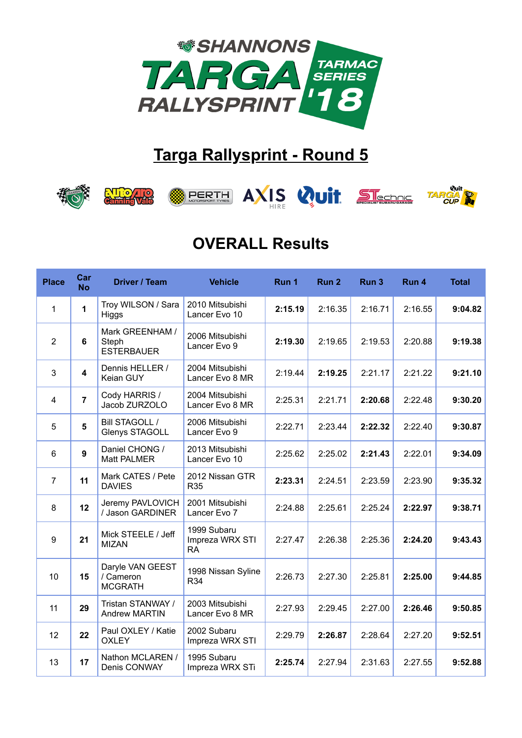# SHANNONS TARGA RALLYSPRINT TARMAC SERIES '18

## Targa Rallysprint - Round 5

# OVERALL Results

| Place | Car No | Driver / Team | Vehicle | Run 1 | Run 2 | Run 3 | Run 4 | Total |
|---|---|---|---|---|---|---|---|---|
| 1 | **1** | Troy WILSON / Sara Higgs | 2010 Mitsubishi Lancer Evo 10 | **2:15.19** | 2:16.35 | 2:16.71 | 2:16.55 | **9:04.82** |
| 2 | **6** | Mark GREENHAM / Steph ESTERBAUER | 2006 Mitsubishi Lancer Evo 9 | **2:19.30** | 2:19.65 | 2:19.53 | 2:20.88 | **9:19.38** |
| 3 | **4** | Dennis HELLER / Keian GUY | 2004 Mitsubishi Lancer Evo 8 MR | 2:19.44 | **2:19.25** | 2:21.17 | 2:21.22 | **9:21.10** |
| 4 | **7** | Cody HARRIS / Jacob ZURZOLO | 2004 Mitsubishi Lancer Evo 8 MR | 2:25.31 | 2:21.71 | **2:20.68** | 2:22.48 | **9:30.20** |
| 5 | **5** | Bill STAGOLL / Glenys STAGOLL | 2006 Mitsubishi Lancer Evo 9 | 2:22.71 | 2:23.44 | **2:22.32** | 2:22.40 | **9:30.87** |
| 6 | **9** | Daniel CHONG / Matt PALMER | 2013 Mitsubishi Lancer Evo 10 | 2:25.62 | 2:25.02 | **2:21.43** | 2:22.01 | **9:34.09** |
| 7 | **11** | Mark CATES / Pete DAVIES | 2012 Nissan GTR R35 | **2:23.31** | 2:24.51 | 2:23.59 | 2:23.90 | **9:35.32** |
| 8 | **12** | Jeremy PAVLOVICH / Jason GARDINER | 2001 Mitsubishi Lancer Evo 7 | 2:24.88 | 2:25.61 | 2:25.24 | **2:22.97** | **9:38.71** |
| 9 | **21** | Mick STEELE / Jeff MIZAN | 1999 Subaru Impreza WRX STI RA | 2:27.47 | 2:26.38 | 2:25.36 | **2:24.20** | **9:43.43** |
| 10 | **15** | Daryle VAN GEEST / Cameron MCGRATH | 1998 Nissan Syline R34 | 2:26.73 | 2:27.30 | 2:25.81 | **2:25.00** | **9:44.85** |
| 11 | **29** | Tristan STANWAY / Andrew MARTIN | 2003 Mitsubishi Lancer Evo 8 MR | 2:27.93 | 2:29.45 | 2:27.00 | **2:26.46** | **9:50.85** |
| 12 | **22** | Paul OXLEY / Katie OXLEY | 2002 Subaru Impreza WRX STI | 2:29.79 | **2:26.87** | 2:28.64 | 2:27.20 | **9:52.51** |
| 13 | **17** | Nathon MCLAREN / Denis CONWAY | 1995 Subaru Impreza WRX STi | **2:25.74** | 2:27.94 | 2:31.63 | 2:27.55 | **9:52.88** |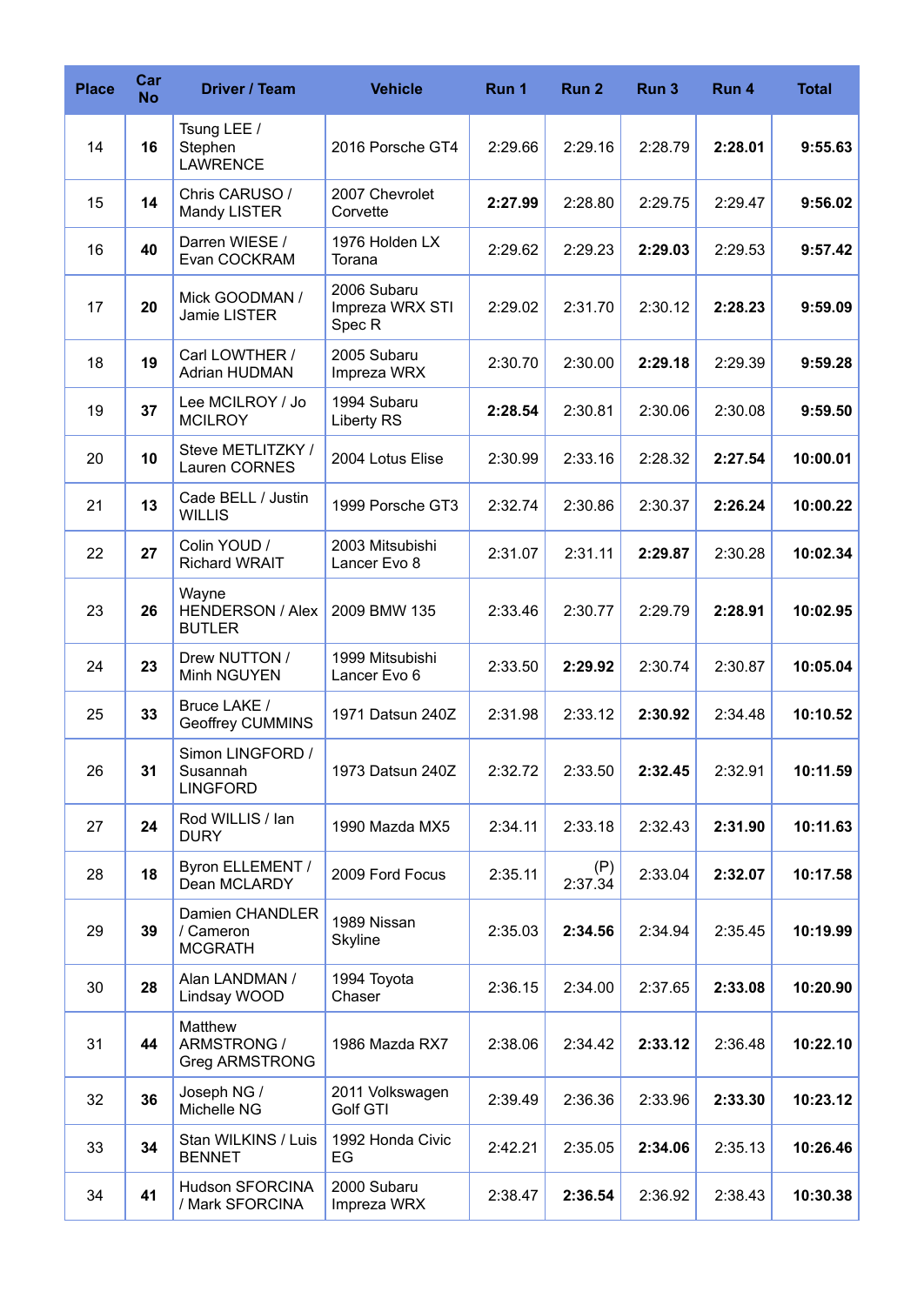| Place | Car No | Driver / Team | Vehicle | Run 1 | Run 2 | Run 3 | Run 4 | Total |
|---|---|---|---|---|---|---|---|---|
| 14 | **16** | Tsung LEE / Stephen LAWRENCE | 2016 Porsche GT4 | 2:29.66 | 2:29.16 | 2:28.79 | **2:28.01** | **9:55.63** |
| 15 | **14** | Chris CARUSO / Mandy LISTER | 2007 Chevrolet Corvette | **2:27.99** | 2:28.80 | 2:29.75 | 2:29.47 | **9:56.02** |
| 16 | **40** | Darren WIESE / Evan COCKRAM | 1976 Holden LX Torana | 2:29.62 | 2:29.23 | **2:29.03** | 2:29.53 | **9:57.42** |
| 17 | **20** | Mick GOODMAN / Jamie LISTER | 2006 Subaru Impreza WRX STI Spec R | 2:29.02 | 2:31.70 | 2:30.12 | **2:28.23** | **9:59.09** |
| 18 | **19** | Carl LOWTHER / Adrian HUDMAN | 2005 Subaru Impreza WRX | 2:30.70 | 2:30.00 | **2:29.18** | 2:29.39 | **9:59.28** |
| 19 | **37** | Lee MCILROY / Jo MCILROY | 1994 Subaru Liberty RS | **2:28.54** | 2:30.81 | 2:30.06 | 2:30.08 | **9:59.50** |
| 20 | **10** | Steve METLITZKY / Lauren CORNES | 2004 Lotus Elise | 2:30.99 | 2:33.16 | 2:28.32 | **2:27.54** | **10:00.01** |
| 21 | **13** | Cade BELL / Justin WILLIS | 1999 Porsche GT3 | 2:32.74 | 2:30.86 | 2:30.37 | **2:26.24** | **10:00.22** |
| 22 | **27** | Colin YOUD / Richard WRAIT | 2003 Mitsubishi Lancer Evo 8 | 2:31.07 | 2:31.11 | **2:29.87** | 2:30.28 | **10:02.34** |
| 23 | **26** | Wayne HENDERSON / Alex BUTLER | 2009 BMW 135 | 2:33.46 | 2:30.77 | 2:29.79 | **2:28.91** | **10:02.95** |
| 24 | **23** | Drew NUTTON / Minh NGUYEN | 1999 Mitsubishi Lancer Evo 6 | 2:33.50 | **2:29.92** | 2:30.74 | 2:30.87 | **10:05.04** |
| 25 | **33** | Bruce LAKE / Geoffrey CUMMINS | 1971 Datsun 240Z | 2:31.98 | 2:33.12 | **2:30.92** | 2:34.48 | **10:10.52** |
| 26 | **31** | Simon LINGFORD / Susannah LINGFORD | 1973 Datsun 240Z | 2:32.72 | 2:33.50 | **2:32.45** | 2:32.91 | **10:11.59** |
| 27 | **24** | Rod WILLIS / Ian DURY | 1990 Mazda MX5 | 2:34.11 | 2:33.18 | 2:32.43 | **2:31.90** | **10:11.63** |
| 28 | **18** | Byron ELLEMENT / Dean MCLARDY | 2009 Ford Focus | 2:35.11 | (P) 2:37.34 | 2:33.04 | **2:32.07** | **10:17.58** |
| 29 | **39** | Damien CHANDLER / Cameron MCGRATH | 1989 Nissan Skyline | 2:35.03 | **2:34.56** | 2:34.94 | 2:35.45 | **10:19.99** |
| 30 | **28** | Alan LANDMAN / Lindsay WOOD | 1994 Toyota Chaser | 2:36.15 | 2:34.00 | 2:37.65 | **2:33.08** | **10:20.90** |
| 31 | **44** | Matthew ARMSTRONG / Greg ARMSTRONG | 1986 Mazda RX7 | 2:38.06 | 2:34.42 | **2:33.12** | 2:36.48 | **10:22.10** |
| 32 | **36** | Joseph NG / Michelle NG | 2011 Volkswagen Golf GTI | 2:39.49 | 2:36.36 | 2:33.96 | **2:33.30** | **10:23.12** |
| 33 | **34** | Stan WILKINS / Luis BENNET | 1992 Honda Civic EG | 2:42.21 | 2:35.05 | **2:34.06** | 2:35.13 | **10:26.46** |
| 34 | **41** | Hudson SFORCINA / Mark SFORCINA | 2000 Subaru Impreza WRX | 2:38.47 | **2:36.54** | 2:36.92 | 2:38.43 | **10:30.38** |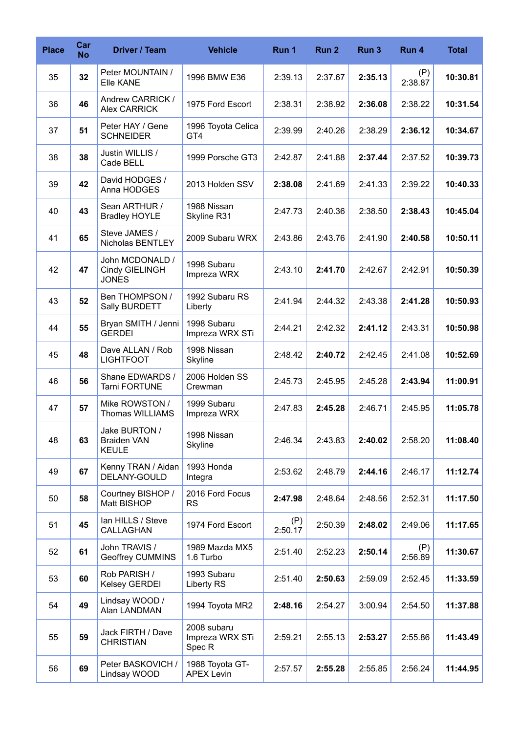| Place | Car No | Driver / Team | Vehicle | Run 1 | Run 2 | Run 3 | Run 4 | Total |
|---|---|---|---|---|---|---|---|---|
| 35 | **32** | Peter MOUNTAIN / Elle KANE | 1996 BMW E36 | 2:39.13 | 2:37.67 | **2:35.13** | (P) 2:38.87 | **10:30.81** |
| 36 | **46** | Andrew CARRICK / Alex CARRICK | 1975 Ford Escort | 2:38.31 | 2:38.92 | **2:36.08** | 2:38.22 | **10:31.54** |
| 37 | **51** | Peter HAY / Gene SCHNEIDER | 1996 Toyota Celica GT4 | 2:39.99 | 2:40.26 | 2:38.29 | **2:36.12** | **10:34.67** |
| 38 | **38** | Justin WILLIS / Cade BELL | 1999 Porsche GT3 | 2:42.87 | 2:41.88 | **2:37.44** | 2:37.52 | **10:39.73** |
| 39 | **42** | David HODGES / Anna HODGES | 2013 Holden SSV | **2:38.08** | 2:41.69 | 2:41.33 | 2:39.22 | **10:40.33** |
| 40 | **43** | Sean ARTHUR / Bradley HOYLE | 1988 Nissan Skyline R31 | 2:47.73 | 2:40.36 | 2:38.50 | **2:38.43** | **10:45.04** |
| 41 | **65** | Steve JAMES / Nicholas BENTLEY | 2009 Subaru WRX | 2:43.86 | 2:43.76 | 2:41.90 | **2:40.58** | **10:50.11** |
| 42 | **47** | John MCDONALD / Cindy GIELINGH JONES | 1998 Subaru Impreza WRX | 2:43.10 | **2:41.70** | 2:42.67 | 2:42.91 | **10:50.39** |
| 43 | **52** | Ben THOMPSON / Sally BURDETT | 1992 Subaru RS Liberty | 2:41.94 | 2:44.32 | 2:43.38 | **2:41.28** | **10:50.93** |
| 44 | **55** | Bryan SMITH / Jenni GERDEI | 1998 Subaru Impreza WRX STi | 2:44.21 | 2:42.32 | **2:41.12** | 2:43.31 | **10:50.98** |
| 45 | **48** | Dave ALLAN / Rob LIGHTFOOT | 1998 Nissan Skyline | 2:48.42 | **2:40.72** | 2:42.45 | 2:41.08 | **10:52.69** |
| 46 | **56** | Shane EDWARDS / Tarni FORTUNE | 2006 Holden SS Crewman | 2:45.73 | 2:45.95 | 2:45.28 | **2:43.94** | **11:00.91** |
| 47 | **57** | Mike ROWSTON / Thomas WILLIAMS | 1999 Subaru Impreza WRX | 2:47.83 | **2:45.28** | 2:46.71 | 2:45.95 | **11:05.78** |
| 48 | **63** | Jake BURTON / Braiden VAN KEULE | 1998 Nissan Skyline | 2:46.34 | 2:43.83 | **2:40.02** | 2:58.20 | **11:08.40** |
| 49 | **67** | Kenny TRAN / Aidan DELANY-GOULD | 1993 Honda Integra | 2:53.62 | 2:48.79 | **2:44.16** | 2:46.17 | **11:12.74** |
| 50 | **58** | Courtney BISHOP / Matt BISHOP | 2016 Ford Focus RS | **2:47.98** | 2:48.64 | 2:48.56 | 2:52.31 | **11:17.50** |
| 51 | **45** | Ian HILLS / Steve CALLAGHAN | 1974 Ford Escort | (P) 2:50.17 | 2:50.39 | **2:48.02** | 2:49.06 | **11:17.65** |
| 52 | **61** | John TRAVIS / Geoffrey CUMMINS | 1989 Mazda MX5 1.6 Turbo | 2:51.40 | 2:52.23 | **2:50.14** | (P) 2:56.89 | **11:30.67** |
| 53 | **60** | Rob PARISH / Kelsey GERDEI | 1993 Subaru Liberty RS | 2:51.40 | **2:50.63** | 2:59.09 | 2:52.45 | **11:33.59** |
| 54 | **49** | Lindsay WOOD / Alan LANDMAN | 1994 Toyota MR2 | **2:48.16** | 2:54.27 | 3:00.94 | 2:54.50 | **11:37.88** |
| 55 | **59** | Jack FIRTH / Dave CHRISTIAN | 2008 subaru Impreza WRX STi Spec R | 2:59.21 | 2:55.13 | **2:53.27** | 2:55.86 | **11:43.49** |
| 56 | **69** | Peter BASKOVICH / Lindsay WOOD | 1988 Toyota GT-APEX Levin | 2:57.57 | **2:55.28** | 2:55.85 | 2:56.24 | **11:44.95** |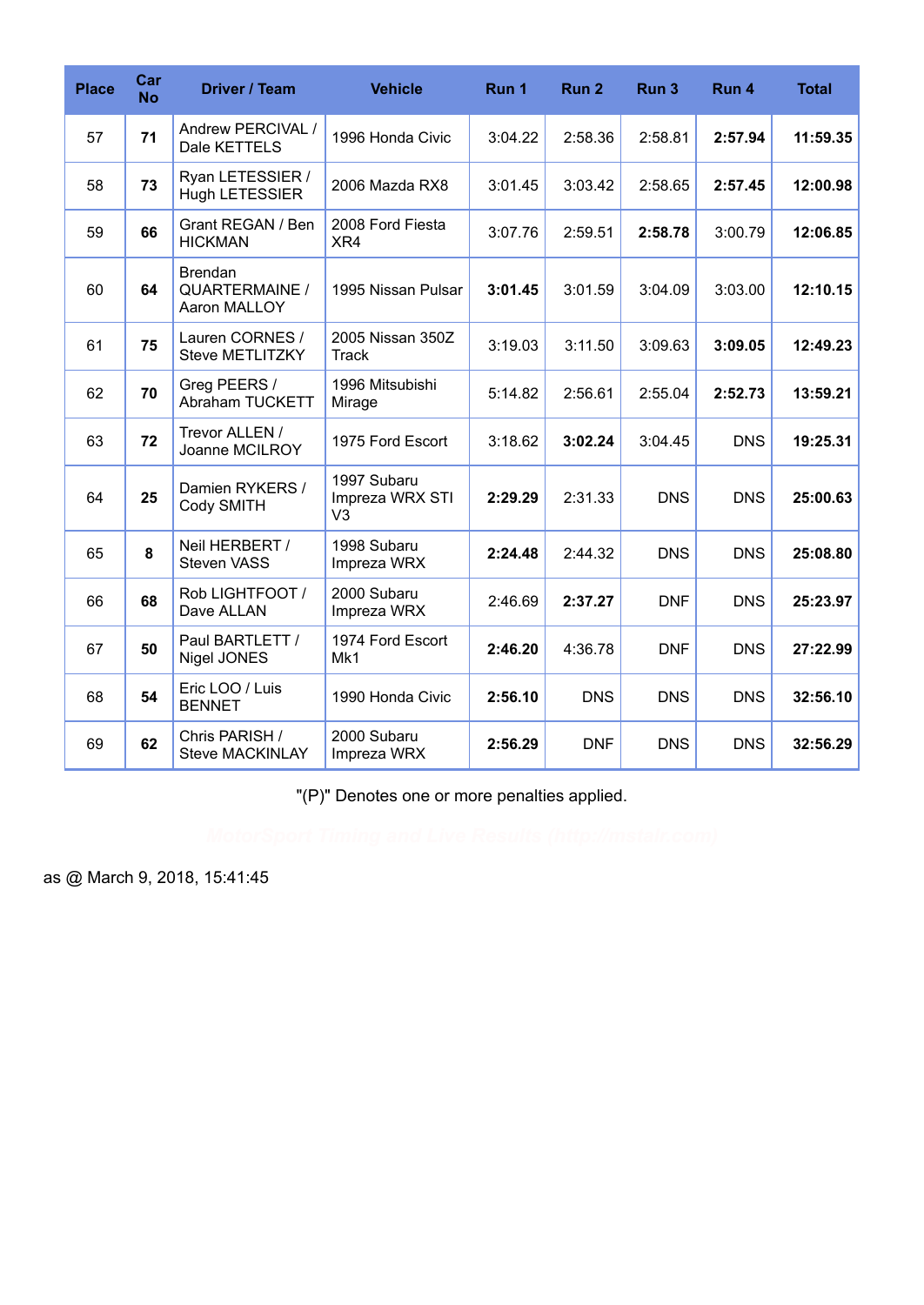| Place | Car No | Driver / Team | Vehicle | Run 1 | Run 2 | Run 3 | Run 4 | Total |
|---|---|---|---|---|---|---|---|---|
| 57 | **71** | Andrew PERCIVAL / Dale KETTELS | 1996 Honda Civic | 3:04.22 | 2:58.36 | 2:58.81 | **2:57.94** | **11:59.35** |
| 58 | **73** | Ryan LETESSIER / Hugh LETESSIER | 2006 Mazda RX8 | 3:01.45 | 3:03.42 | 2:58.65 | **2:57.45** | **12:00.98** |
| 59 | **66** | Grant REGAN / Ben HICKMAN | 2008 Ford Fiesta XR4 | 3:07.76 | 2:59.51 | **2:58.78** | 3:00.79 | **12:06.85** |
| 60 | **64** | Brendan QUARTERMAINE / Aaron MALLOY | 1995 Nissan Pulsar | **3:01.45** | 3:01.59 | 3:04.09 | 3:03.00 | **12:10.15** |
| 61 | **75** | Lauren CORNES / Steve METLITZKY | 2005 Nissan 350Z Track | 3:19.03 | 3:11.50 | 3:09.63 | **3:09.05** | **12:49.23** |
| 62 | **70** | Greg PEERS / Abraham TUCKETT | 1996 Mitsubishi Mirage | 5:14.82 | 2:56.61 | 2:55.04 | **2:52.73** | **13:59.21** |
| 63 | **72** | Trevor ALLEN / Joanne MCILROY | 1975 Ford Escort | 3:18.62 | **3:02.24** | 3:04.45 | DNS | **19:25.31** |
| 64 | **25** | Damien RYKERS / Cody SMITH | 1997 Subaru Impreza WRX STI V3 | **2:29.29** | 2:31.33 | DNS | DNS | **25:00.63** |
| 65 | **8** | Neil HERBERT / Steven VASS | 1998 Subaru Impreza WRX | **2:24.48** | 2:44.32 | DNS | DNS | **25:08.80** |
| 66 | **68** | Rob LIGHTFOOT / Dave ALLAN | 2000 Subaru Impreza WRX | 2:46.69 | **2:37.27** | DNF | DNS | **25:23.97** |
| 67 | **50** | Paul BARTLETT / Nigel JONES | 1974 Ford Escort Mk1 | **2:46.20** | 4:36.78 | DNF | DNS | **27:22.99** |
| 68 | **54** | Eric LOO / Luis BENNET | 1990 Honda Civic | **2:56.10** | DNS | DNS | DNS | **32:56.10** |
| 69 | **62** | Chris PARISH / Steve MACKINLAY | 2000 Subaru Impreza WRX | **2:56.29** | DNF | DNS | DNS | **32:56.29** |

"(P)" Denotes one or more penalties applied.

MotorSport Timing and Live Results (http://mstalr.com)

as @ March 9, 2018, 15:41:45